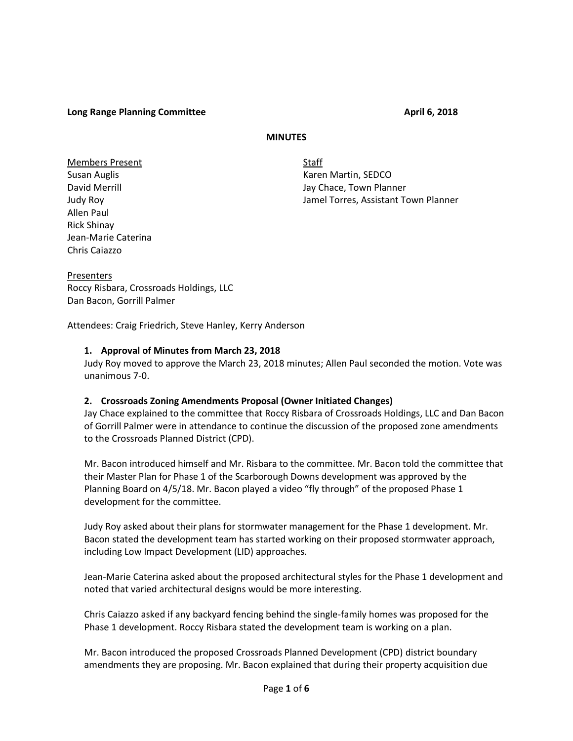**Long Range Planning Committee** **April 6, 2018**

**MINUTES**

<u>Members Present</u>
Susan Auglis
David Merrill
Judy Roy
Allen Paul
Rick Shinay
Jean-Marie Caterina
Chris Caiazzo

<u>Staff</u>
Karen Martin, SEDCO
Jay Chace, Town Planner
Jamel Torres, Assistant Town Planner

<u>Presenters</u>
Roccy Risbara, Crossroads Holdings, LLC
Dan Bacon, Gorrill Palmer

Attendees: Craig Friedrich, Steve Hanley, Kerry Anderson

**1. Approval of Minutes from March 23, 2018**

Judy Roy moved to approve the March 23, 2018 minutes; Allen Paul seconded the motion. Vote was unanimous 7-0.

**2. Crossroads Zoning Amendments Proposal (Owner Initiated Changes)**

Jay Chace explained to the committee that Roccy Risbara of Crossroads Holdings, LLC and Dan Bacon of Gorrill Palmer were in attendance to continue the discussion of the proposed zone amendments to the Crossroads Planned District (CPD).

Mr. Bacon introduced himself and Mr. Risbara to the committee. Mr. Bacon told the committee that their Master Plan for Phase 1 of the Scarborough Downs development was approved by the Planning Board on 4/5/18. Mr. Bacon played a video "fly through" of the proposed Phase 1 development for the committee.

Judy Roy asked about their plans for stormwater management for the Phase 1 development. Mr. Bacon stated the development team has started working on their proposed stormwater approach, including Low Impact Development (LID) approaches.

Jean-Marie Caterina asked about the proposed architectural styles for the Phase 1 development and noted that varied architectural designs would be more interesting.

Chris Caiazzo asked if any backyard fencing behind the single-family homes was proposed for the Phase 1 development. Roccy Risbara stated the development team is working on a plan.

Mr. Bacon introduced the proposed Crossroads Planned Development (CPD) district boundary amendments they are proposing. Mr. Bacon explained that during their property acquisition due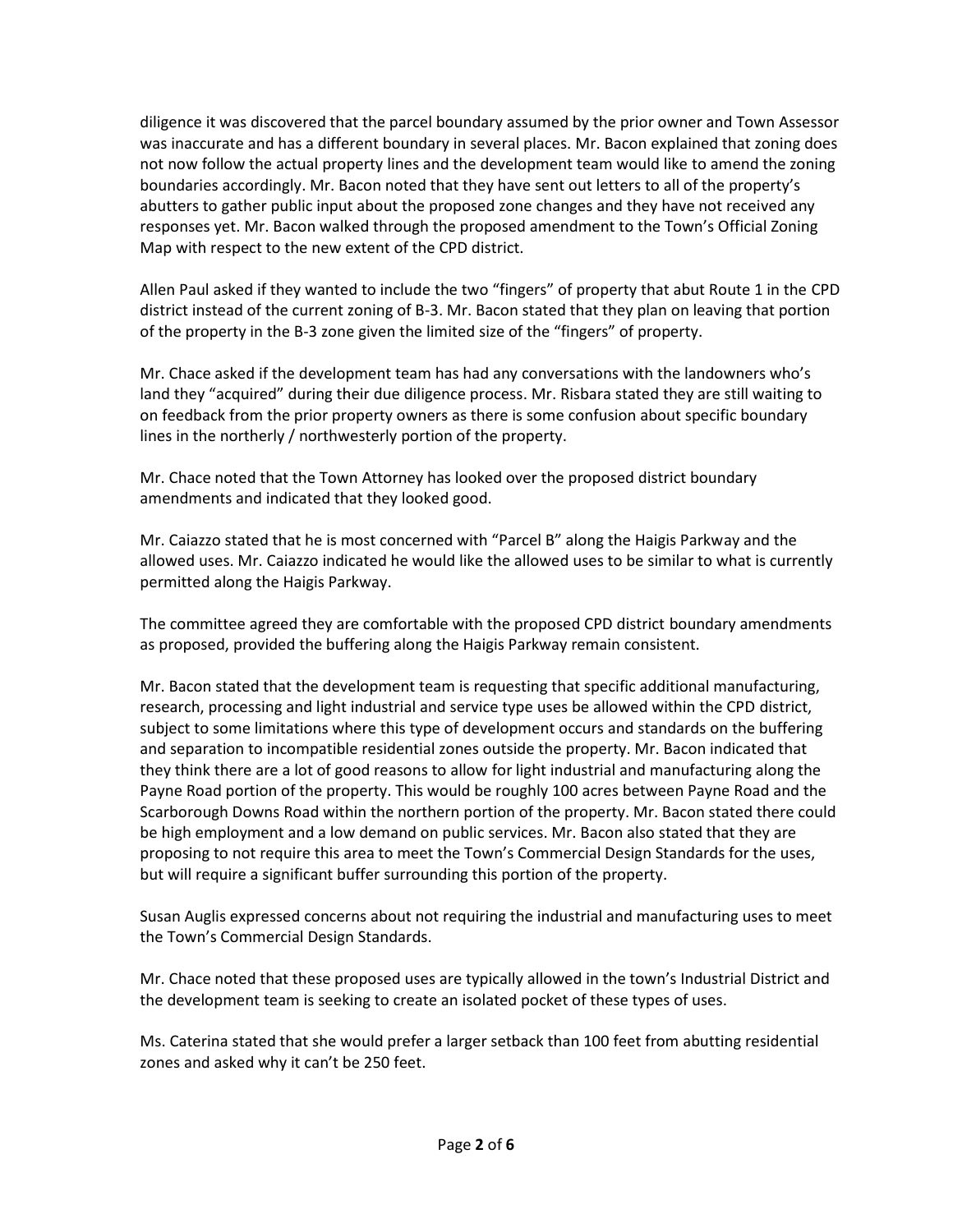diligence it was discovered that the parcel boundary assumed by the prior owner and Town Assessor was inaccurate and has a different boundary in several places. Mr. Bacon explained that zoning does not now follow the actual property lines and the development team would like to amend the zoning boundaries accordingly. Mr. Bacon noted that they have sent out letters to all of the property's abutters to gather public input about the proposed zone changes and they have not received any responses yet. Mr. Bacon walked through the proposed amendment to the Town's Official Zoning Map with respect to the new extent of the CPD district.

Allen Paul asked if they wanted to include the two "fingers" of property that abut Route 1 in the CPD district instead of the current zoning of B-3. Mr. Bacon stated that they plan on leaving that portion of the property in the B-3 zone given the limited size of the "fingers" of property.

Mr. Chace asked if the development team has had any conversations with the landowners who's land they "acquired" during their due diligence process. Mr. Risbara stated they are still waiting to on feedback from the prior property owners as there is some confusion about specific boundary lines in the northerly / northwesterly portion of the property.

Mr. Chace noted that the Town Attorney has looked over the proposed district boundary amendments and indicated that they looked good.

Mr. Caiazzo stated that he is most concerned with "Parcel B" along the Haigis Parkway and the allowed uses. Mr. Caiazzo indicated he would like the allowed uses to be similar to what is currently permitted along the Haigis Parkway.

The committee agreed they are comfortable with the proposed CPD district boundary amendments as proposed, provided the buffering along the Haigis Parkway remain consistent.

Mr. Bacon stated that the development team is requesting that specific additional manufacturing, research, processing and light industrial and service type uses be allowed within the CPD district, subject to some limitations where this type of development occurs and standards on the buffering and separation to incompatible residential zones outside the property. Mr. Bacon indicated that they think there are a lot of good reasons to allow for light industrial and manufacturing along the Payne Road portion of the property. This would be roughly 100 acres between Payne Road and the Scarborough Downs Road within the northern portion of the property. Mr. Bacon stated there could be high employment and a low demand on public services. Mr. Bacon also stated that they are proposing to not require this area to meet the Town's Commercial Design Standards for the uses, but will require a significant buffer surrounding this portion of the property.

Susan Auglis expressed concerns about not requiring the industrial and manufacturing uses to meet the Town's Commercial Design Standards.

Mr. Chace noted that these proposed uses are typically allowed in the town's Industrial District and the development team is seeking to create an isolated pocket of these types of uses.

Ms. Caterina stated that she would prefer a larger setback than 100 feet from abutting residential zones and asked why it can't be 250 feet.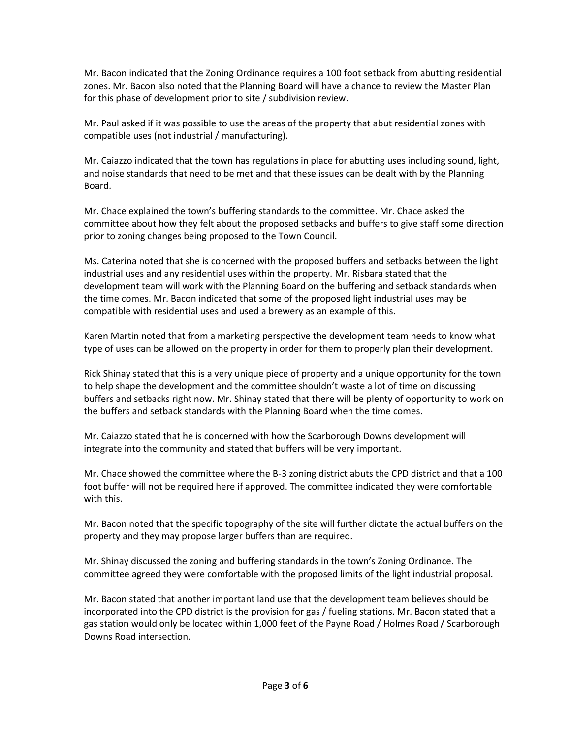Mr. Bacon indicated that the Zoning Ordinance requires a 100 foot setback from abutting residential zones. Mr. Bacon also noted that the Planning Board will have a chance to review the Master Plan for this phase of development prior to site / subdivision review.

Mr. Paul asked if it was possible to use the areas of the property that abut residential zones with compatible uses (not industrial / manufacturing).

Mr. Caiazzo indicated that the town has regulations in place for abutting uses including sound, light, and noise standards that need to be met and that these issues can be dealt with by the Planning Board.

Mr. Chace explained the town's buffering standards to the committee. Mr. Chace asked the committee about how they felt about the proposed setbacks and buffers to give staff some direction prior to zoning changes being proposed to the Town Council.

Ms. Caterina noted that she is concerned with the proposed buffers and setbacks between the light industrial uses and any residential uses within the property. Mr. Risbara stated that the development team will work with the Planning Board on the buffering and setback standards when the time comes. Mr. Bacon indicated that some of the proposed light industrial uses may be compatible with residential uses and used a brewery as an example of this.

Karen Martin noted that from a marketing perspective the development team needs to know what type of uses can be allowed on the property in order for them to properly plan their development.

Rick Shinay stated that this is a very unique piece of property and a unique opportunity for the town to help shape the development and the committee shouldn't waste a lot of time on discussing buffers and setbacks right now. Mr. Shinay stated that there will be plenty of opportunity to work on the buffers and setback standards with the Planning Board when the time comes.

Mr. Caiazzo stated that he is concerned with how the Scarborough Downs development will integrate into the community and stated that buffers will be very important.

Mr. Chace showed the committee where the B-3 zoning district abuts the CPD district and that a 100 foot buffer will not be required here if approved. The committee indicated they were comfortable with this.

Mr. Bacon noted that the specific topography of the site will further dictate the actual buffers on the property and they may propose larger buffers than are required.

Mr. Shinay discussed the zoning and buffering standards in the town's Zoning Ordinance. The committee agreed they were comfortable with the proposed limits of the light industrial proposal.

Mr. Bacon stated that another important land use that the development team believes should be incorporated into the CPD district is the provision for gas / fueling stations. Mr. Bacon stated that a gas station would only be located within 1,000 feet of the Payne Road / Holmes Road / Scarborough Downs Road intersection.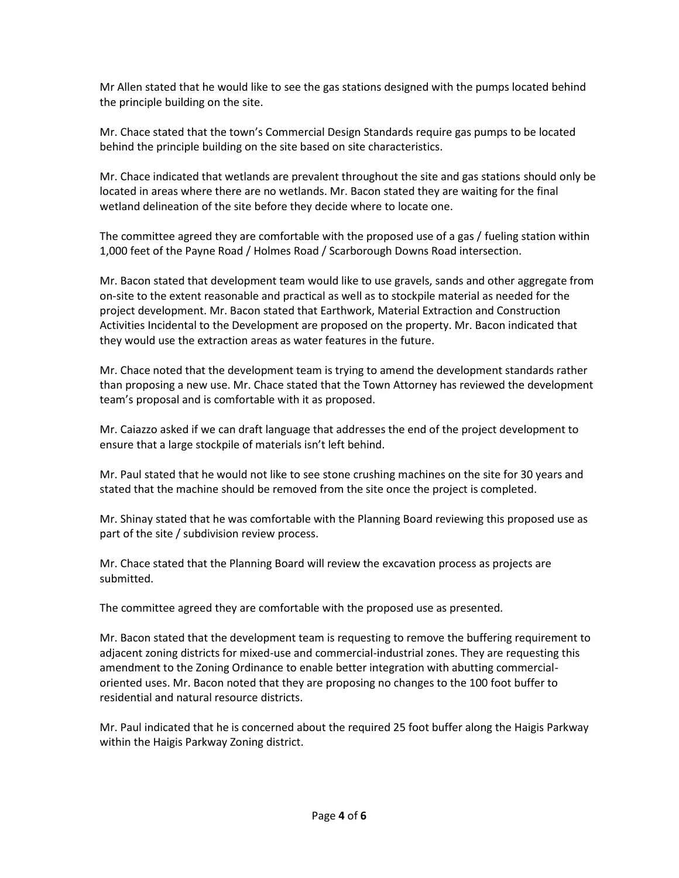Mr Allen stated that he would like to see the gas stations designed with the pumps located behind the principle building on the site.

Mr. Chace stated that the town's Commercial Design Standards require gas pumps to be located behind the principle building on the site based on site characteristics.

Mr. Chace indicated that wetlands are prevalent throughout the site and gas stations should only be located in areas where there are no wetlands. Mr. Bacon stated they are waiting for the final wetland delineation of the site before they decide where to locate one.

The committee agreed they are comfortable with the proposed use of a gas / fueling station within 1,000 feet of the Payne Road / Holmes Road / Scarborough Downs Road intersection.

Mr. Bacon stated that development team would like to use gravels, sands and other aggregate from on-site to the extent reasonable and practical as well as to stockpile material as needed for the project development. Mr. Bacon stated that Earthwork, Material Extraction and Construction Activities Incidental to the Development are proposed on the property. Mr. Bacon indicated that they would use the extraction areas as water features in the future.

Mr. Chace noted that the development team is trying to amend the development standards rather than proposing a new use. Mr. Chace stated that the Town Attorney has reviewed the development team's proposal and is comfortable with it as proposed.

Mr. Caiazzo asked if we can draft language that addresses the end of the project development to ensure that a large stockpile of materials isn't left behind.

Mr. Paul stated that he would not like to see stone crushing machines on the site for 30 years and stated that the machine should be removed from the site once the project is completed.

Mr. Shinay stated that he was comfortable with the Planning Board reviewing this proposed use as part of the site / subdivision review process.

Mr. Chace stated that the Planning Board will review the excavation process as projects are submitted.

The committee agreed they are comfortable with the proposed use as presented.

Mr. Bacon stated that the development team is requesting to remove the buffering requirement to adjacent zoning districts for mixed-use and commercial-industrial zones. They are requesting this amendment to the Zoning Ordinance to enable better integration with abutting commercial-oriented uses. Mr. Bacon noted that they are proposing no changes to the 100 foot buffer to residential and natural resource districts.

Mr. Paul indicated that he is concerned about the required 25 foot buffer along the Haigis Parkway within the Haigis Parkway Zoning district.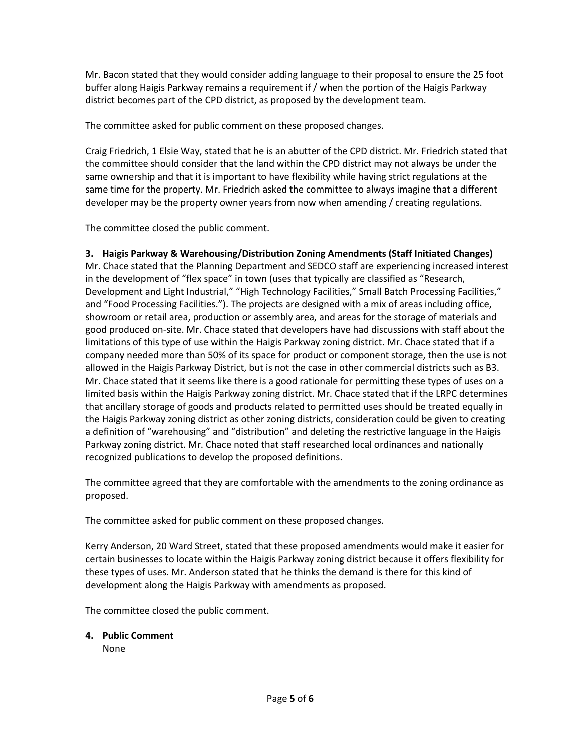Mr. Bacon stated that they would consider adding language to their proposal to ensure the 25 foot buffer along Haigis Parkway remains a requirement if / when the portion of the Haigis Parkway district becomes part of the CPD district, as proposed by the development team.

The committee asked for public comment on these proposed changes.

Craig Friedrich, 1 Elsie Way, stated that he is an abutter of the CPD district. Mr. Friedrich stated that the committee should consider that the land within the CPD district may not always be under the same ownership and that it is important to have flexibility while having strict regulations at the same time for the property. Mr. Friedrich asked the committee to always imagine that a different developer may be the property owner years from now when amending / creating regulations.

The committee closed the public comment.

**3. Haigis Parkway & Warehousing/Distribution Zoning Amendments (Staff Initiated Changes)**

Mr. Chace stated that the Planning Department and SEDCO staff are experiencing increased interest in the development of "flex space" in town (uses that typically are classified as "Research, Development and Light Industrial," "High Technology Facilities," Small Batch Processing Facilities," and "Food Processing Facilities."). The projects are designed with a mix of areas including office, showroom or retail area, production or assembly area, and areas for the storage of materials and good produced on-site. Mr. Chace stated that developers have had discussions with staff about the limitations of this type of use within the Haigis Parkway zoning district. Mr. Chace stated that if a company needed more than 50% of its space for product or component storage, then the use is not allowed in the Haigis Parkway District, but is not the case in other commercial districts such as B3. Mr. Chace stated that it seems like there is a good rationale for permitting these types of uses on a limited basis within the Haigis Parkway zoning district. Mr. Chace stated that if the LRPC determines that ancillary storage of goods and products related to permitted uses should be treated equally in the Haigis Parkway zoning district as other zoning districts, consideration could be given to creating a definition of "warehousing" and "distribution" and deleting the restrictive language in the Haigis Parkway zoning district. Mr. Chace noted that staff researched local ordinances and nationally recognized publications to develop the proposed definitions.

The committee agreed that they are comfortable with the amendments to the zoning ordinance as proposed.

The committee asked for public comment on these proposed changes.

Kerry Anderson, 20 Ward Street, stated that these proposed amendments would make it easier for certain businesses to locate within the Haigis Parkway zoning district because it offers flexibility for these types of uses. Mr. Anderson stated that he thinks the demand is there for this kind of development along the Haigis Parkway with amendments as proposed.

The committee closed the public comment.

**4. Public Comment**

None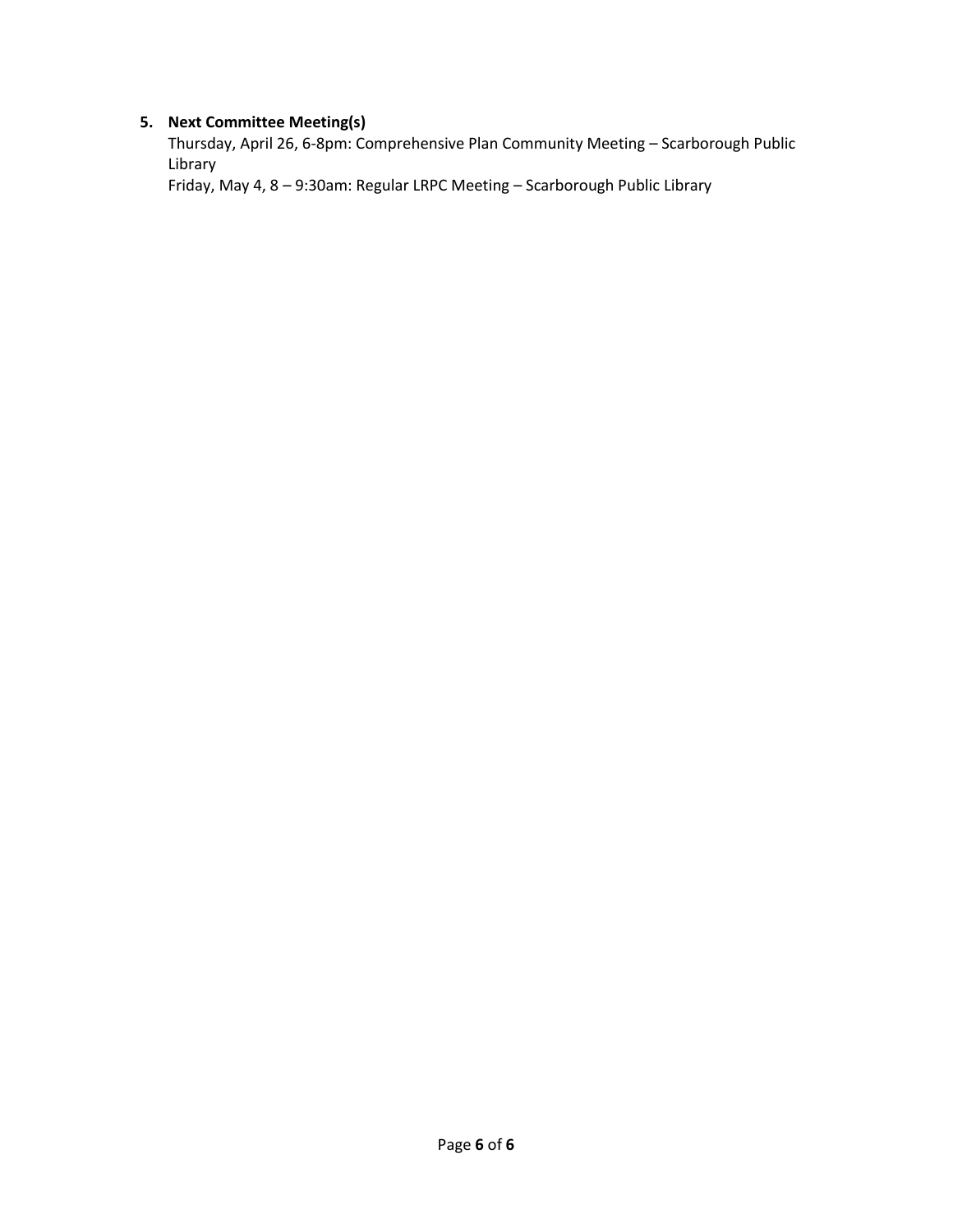**5. Next Committee Meeting(s)**

Thursday, April 26, 6-8pm: Comprehensive Plan Community Meeting – Scarborough Public Library
Friday, May 4, 8 – 9:30am: Regular LRPC Meeting – Scarborough Public Library